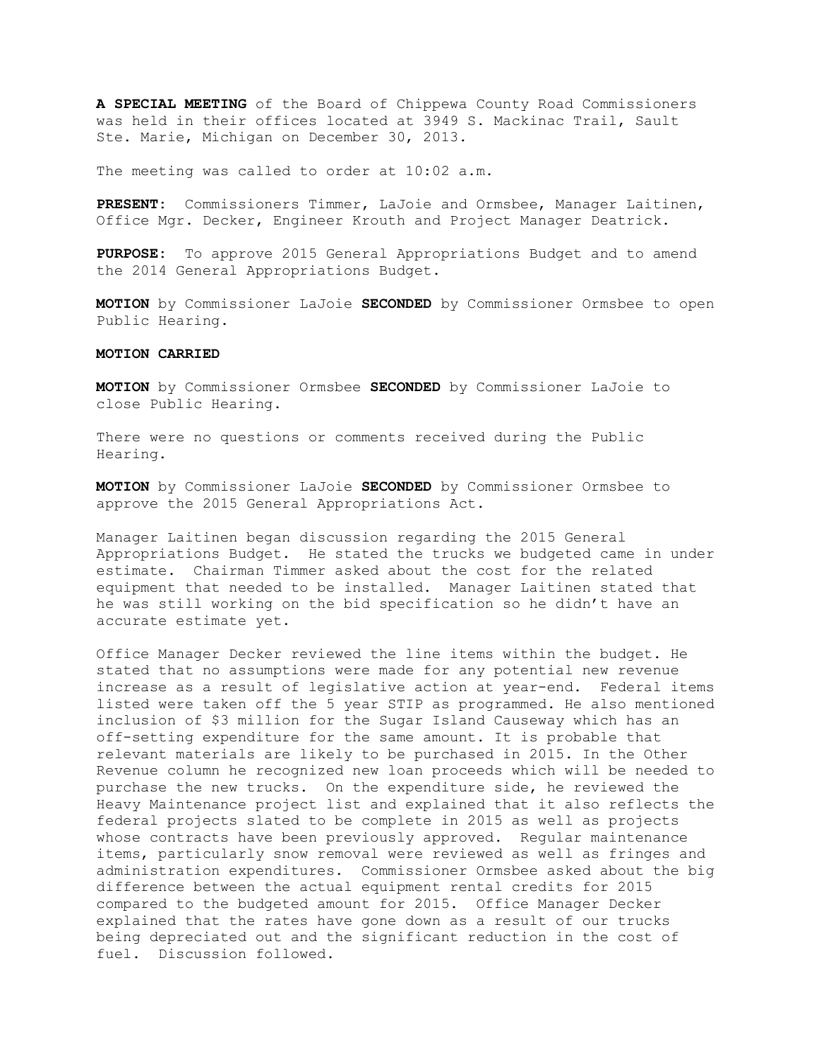**A SPECIAL MEETING** of the Board of Chippewa County Road Commissioners was held in their offices located at 3949 S. Mackinac Trail, Sault Ste. Marie, Michigan on December 30, 2013.

The meeting was called to order at 10:02 a.m.

**PRESENT:** Commissioners Timmer, LaJoie and Ormsbee, Manager Laitinen, Office Mgr. Decker, Engineer Krouth and Project Manager Deatrick.

**PURPOSE:** To approve 2015 General Appropriations Budget and to amend the 2014 General Appropriations Budget.

**MOTION** by Commissioner LaJoie **SECONDED** by Commissioner Ormsbee to open Public Hearing.

**MOTION CARRIED**

**MOTION** by Commissioner Ormsbee **SECONDED** by Commissioner LaJoie to close Public Hearing.

There were no questions or comments received during the Public Hearing.

**MOTION** by Commissioner LaJoie **SECONDED** by Commissioner Ormsbee to approve the 2015 General Appropriations Act.

Manager Laitinen began discussion regarding the 2015 General Appropriations Budget. He stated the trucks we budgeted came in under estimate. Chairman Timmer asked about the cost for the related equipment that needed to be installed. Manager Laitinen stated that he was still working on the bid specification so he didn't have an accurate estimate yet.

Office Manager Decker reviewed the line items within the budget. He stated that no assumptions were made for any potential new revenue increase as a result of legislative action at year-end. Federal items listed were taken off the 5 year STIP as programmed. He also mentioned inclusion of $3 million for the Sugar Island Causeway which has an off-setting expenditure for the same amount. It is probable that relevant materials are likely to be purchased in 2015. In the Other Revenue column he recognized new loan proceeds which will be needed to purchase the new trucks. On the expenditure side, he reviewed the Heavy Maintenance project list and explained that it also reflects the federal projects slated to be complete in 2015 as well as projects whose contracts have been previously approved. Regular maintenance items, particularly snow removal were reviewed as well as fringes and administration expenditures. Commissioner Ormsbee asked about the big difference between the actual equipment rental credits for 2015 compared to the budgeted amount for 2015. Office Manager Decker explained that the rates have gone down as a result of our trucks being depreciated out and the significant reduction in the cost of fuel. Discussion followed.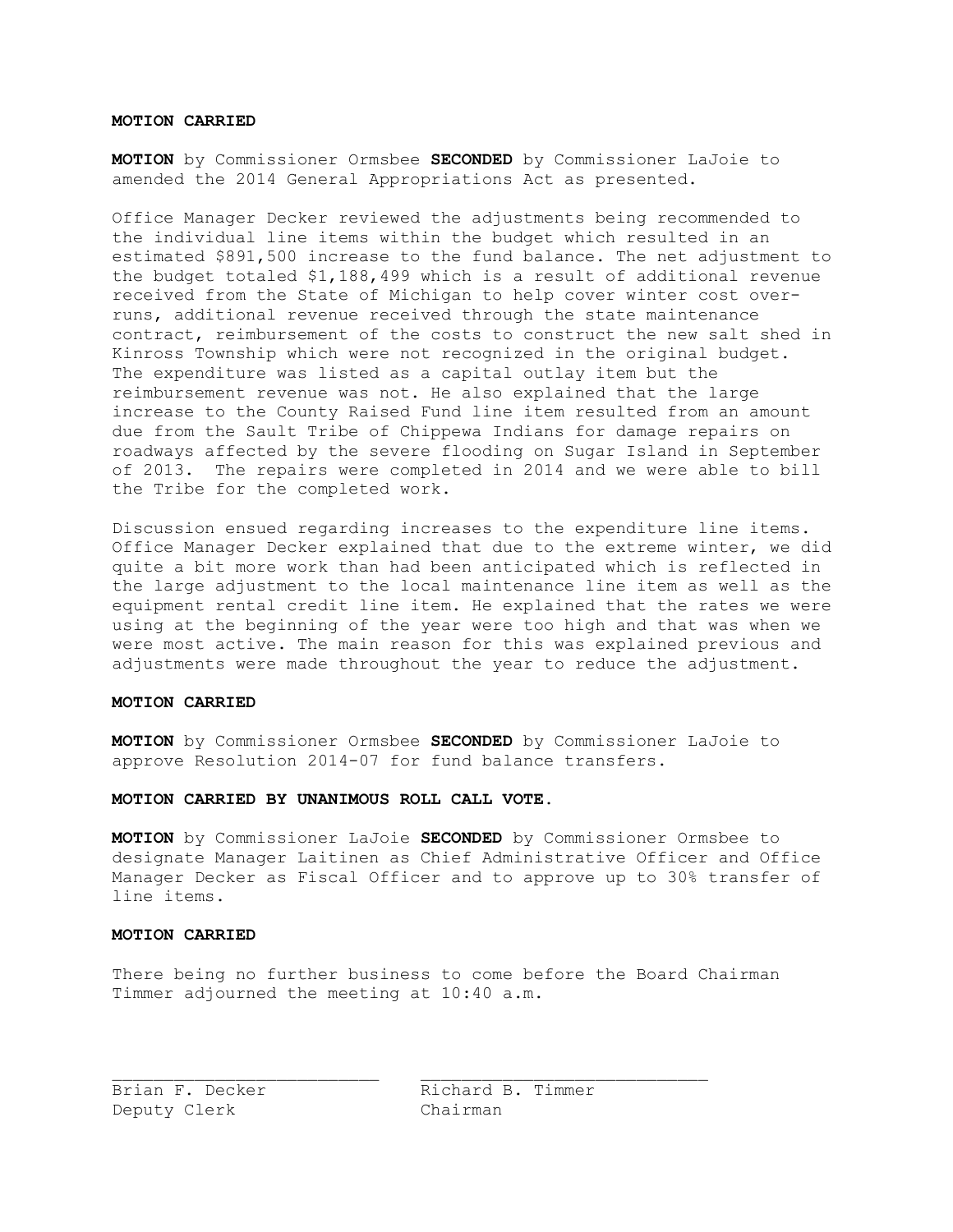**MOTION CARRIED**

**MOTION** by Commissioner Ormsbee **SECONDED** by Commissioner LaJoie to amended the 2014 General Appropriations Act as presented.

Office Manager Decker reviewed the adjustments being recommended to the individual line items within the budget which resulted in an estimated $891,500 increase to the fund balance. The net adjustment to the budget totaled $1,188,499 which is a result of additional revenue received from the State of Michigan to help cover winter cost over-runs, additional revenue received through the state maintenance contract, reimbursement of the costs to construct the new salt shed in Kinross Township which were not recognized in the original budget. The expenditure was listed as a capital outlay item but the reimbursement revenue was not. He also explained that the large increase to the County Raised Fund line item resulted from an amount due from the Sault Tribe of Chippewa Indians for damage repairs on roadways affected by the severe flooding on Sugar Island in September of 2013. The repairs were completed in 2014 and we were able to bill the Tribe for the completed work.

Discussion ensued regarding increases to the expenditure line items. Office Manager Decker explained that due to the extreme winter, we did quite a bit more work than had been anticipated which is reflected in the large adjustment to the local maintenance line item as well as the equipment rental credit line item. He explained that the rates we were using at the beginning of the year were too high and that was when we were most active. The main reason for this was explained previous and adjustments were made throughout the year to reduce the adjustment.

**MOTION CARRIED**

**MOTION** by Commissioner Ormsbee **SECONDED** by Commissioner LaJoie to approve Resolution 2014-07 for fund balance transfers.

**MOTION CARRIED BY UNANIMOUS ROLL CALL VOTE.**

**MOTION** by Commissioner LaJoie **SECONDED** by Commissioner Ormsbee to designate Manager Laitinen as Chief Administrative Officer and Office Manager Decker as Fiscal Officer and to approve up to 30% transfer of line items.

**MOTION CARRIED**

There being no further business to come before the Board Chairman Timmer adjourned the meeting at 10:40 a.m.

| | |
|---|---|
| \_\_\_\_\_\_\_\_\_\_\_\_\_\_\_\_\_\_\_\_\_\_\_\_\_\_ | \_\_\_\_\_\_\_\_\_\_\_\_\_\_\_\_\_\_\_\_\_\_\_\_\_\_\_\_\_\_ |
| Brian F. Decker | Richard B. Timmer |
| Deputy Clerk | Chairman |